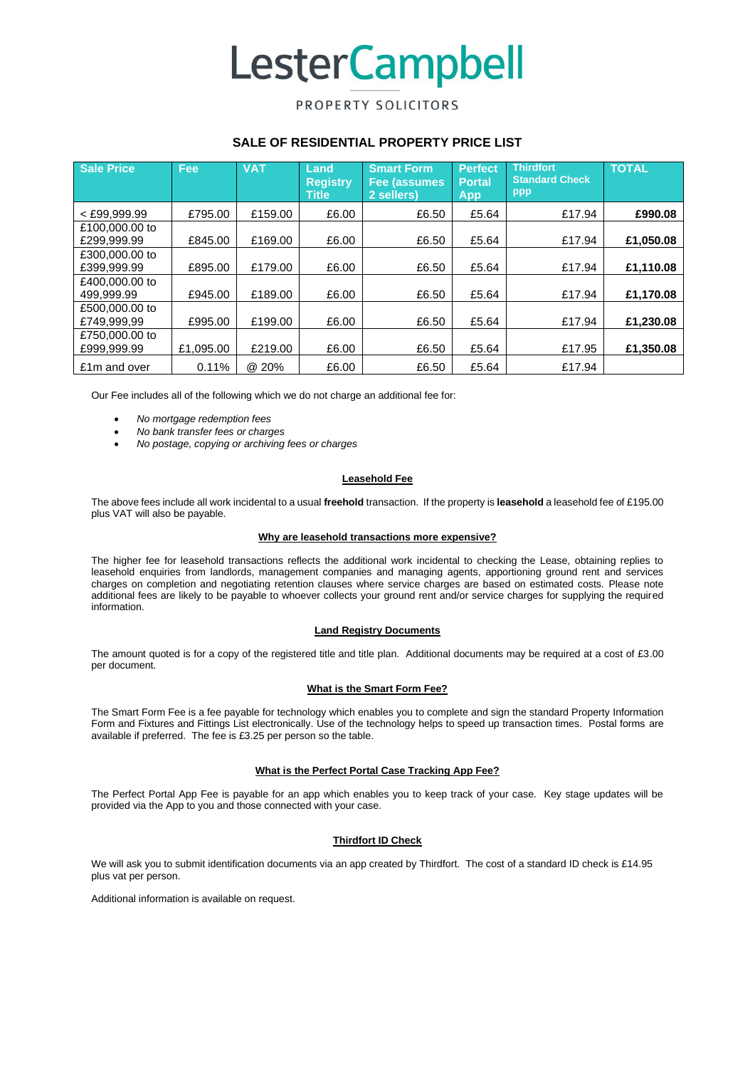# LesterCampbell

PROPERTY SOLICITORS

## SALE OF RESIDENTIAL PROPERTY PRICE LIST

| Sale Price | Fee | VAT | Land Registry Title | Smart Form Fee (assumes 2 sellers) | Perfect Portal App | Thirdfort Standard Check ppp | TOTAL |
|---|---|---|---|---|---|---|---|
| < £99,999.99 | £795.00 | £159.00 | £6.00 | £6.50 | £5.64 | £17.94 | **£990.08** |
| £100,000.00 to £299,999.99 | £845.00 | £169.00 | £6.00 | £6.50 | £5.64 | £17.94 | **£1,050.08** |
| £300,000.00 to £399,999.99 | £895.00 | £179.00 | £6.00 | £6.50 | £5.64 | £17.94 | **£1,110.08** |
| £400,000.00 to 499,999.99 | £945.00 | £189.00 | £6.00 | £6.50 | £5.64 | £17.94 | **£1,170.08** |
| £500,000.00 to £749,999,99 | £995.00 | £199.00 | £6.00 | £6.50 | £5.64 | £17.94 | **£1,230.08** |
| £750,000.00 to £999,999.99 | £1,095.00 | £219.00 | £6.00 | £6.50 | £5.64 | £17.95 | **£1,350.08** |
| £1m and over | 0.11% | @ 20% | £6.00 | £6.50 | £5.64 | £17.94 | |

Our Fee includes all of the following which we do not charge an additional fee for:

- *No mortgage redemption fees*
- *No bank transfer fees or charges*
- *No postage, copying or archiving fees or charges*

### Leasehold Fee

The above fees include all work incidental to a usual **freehold** transaction. If the property is **leasehold** a leasehold fee of £195.00 plus VAT will also be payable.

### Why are leasehold transactions more expensive?

The higher fee for leasehold transactions reflects the additional work incidental to checking the Lease, obtaining replies to leasehold enquiries from landlords, management companies and managing agents, apportioning ground rent and services charges on completion and negotiating retention clauses where service charges are based on estimated costs. Please note additional fees are likely to be payable to whoever collects your ground rent and/or service charges for supplying the required information.

### Land Registry Documents

The amount quoted is for a copy of the registered title and title plan. Additional documents may be required at a cost of £3.00 per document.

### What is the Smart Form Fee?

The Smart Form Fee is a fee payable for technology which enables you to complete and sign the standard Property Information Form and Fixtures and Fittings List electronically. Use of the technology helps to speed up transaction times. Postal forms are available if preferred. The fee is £3.25 per person so the table.

### What is the Perfect Portal Case Tracking App Fee?

The Perfect Portal App Fee is payable for an app which enables you to keep track of your case. Key stage updates will be provided via the App to you and those connected with your case.

### Thirdfort ID Check

We will ask you to submit identification documents via an app created by Thirdfort. The cost of a standard ID check is £14.95 plus vat per person.

Additional information is available on request.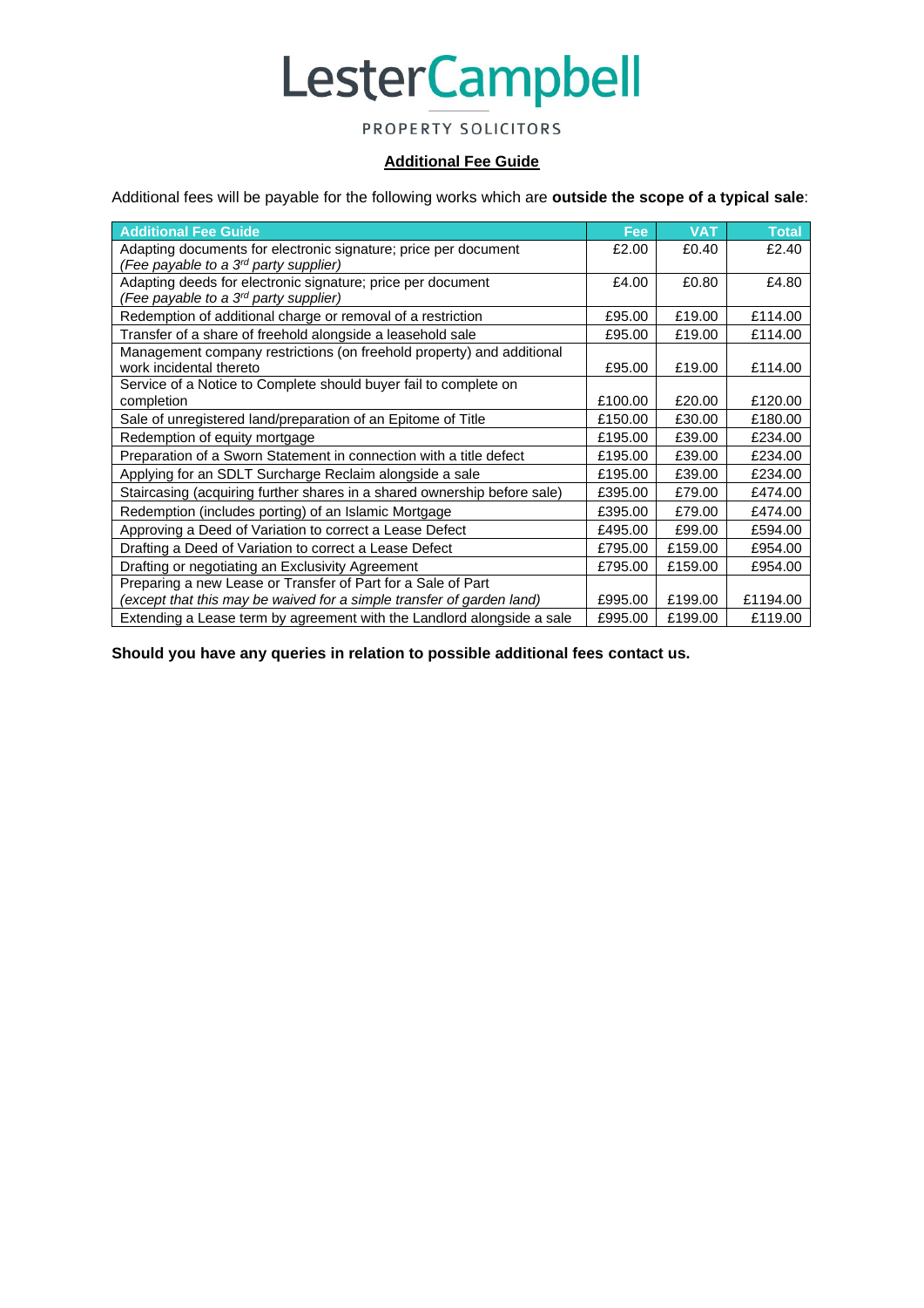# LesterCampbell

PROPERTY SOLICITORS

## Additional Fee Guide

Additional fees will be payable for the following works which are **outside the scope of a typical sale**:

| Additional Fee Guide | Fee | VAT | Total |
|---|---|---|---|
| Adapting documents for electronic signature; price per document *(Fee payable to a 3rd party supplier)* | £2.00 | £0.40 | £2.40 |
| Adapting deeds for electronic signature; price per document *(Fee payable to a 3rd party supplier)* | £4.00 | £0.80 | £4.80 |
| Redemption of additional charge or removal of a restriction | £95.00 | £19.00 | £114.00 |
| Transfer of a share of freehold alongside a leasehold sale | £95.00 | £19.00 | £114.00 |
| Management company restrictions (on freehold property) and additional work incidental thereto | £95.00 | £19.00 | £114.00 |
| Service of a Notice to Complete should buyer fail to complete on completion | £100.00 | £20.00 | £120.00 |
| Sale of unregistered land/preparation of an Epitome of Title | £150.00 | £30.00 | £180.00 |
| Redemption of equity mortgage | £195.00 | £39.00 | £234.00 |
| Preparation of a Sworn Statement in connection with a title defect | £195.00 | £39.00 | £234.00 |
| Applying for an SDLT Surcharge Reclaim alongside a sale | £195.00 | £39.00 | £234.00 |
| Staircasing (acquiring further shares in a shared ownership before sale) | £395.00 | £79.00 | £474.00 |
| Redemption (includes porting) of an Islamic Mortgage | £395.00 | £79.00 | £474.00 |
| Approving a Deed of Variation to correct a Lease Defect | £495.00 | £99.00 | £594.00 |
| Drafting a Deed of Variation to correct a Lease Defect | £795.00 | £159.00 | £954.00 |
| Drafting or negotiating an Exclusivity Agreement | £795.00 | £159.00 | £954.00 |
| Preparing a new Lease or Transfer of Part for a Sale of Part *(except that this may be waived for a simple transfer of garden land)* | £995.00 | £199.00 | £1194.00 |
| Extending a Lease term by agreement with the Landlord alongside a sale | £995.00 | £199.00 | £119.00 |

**Should you have any queries in relation to possible additional fees contact us.**